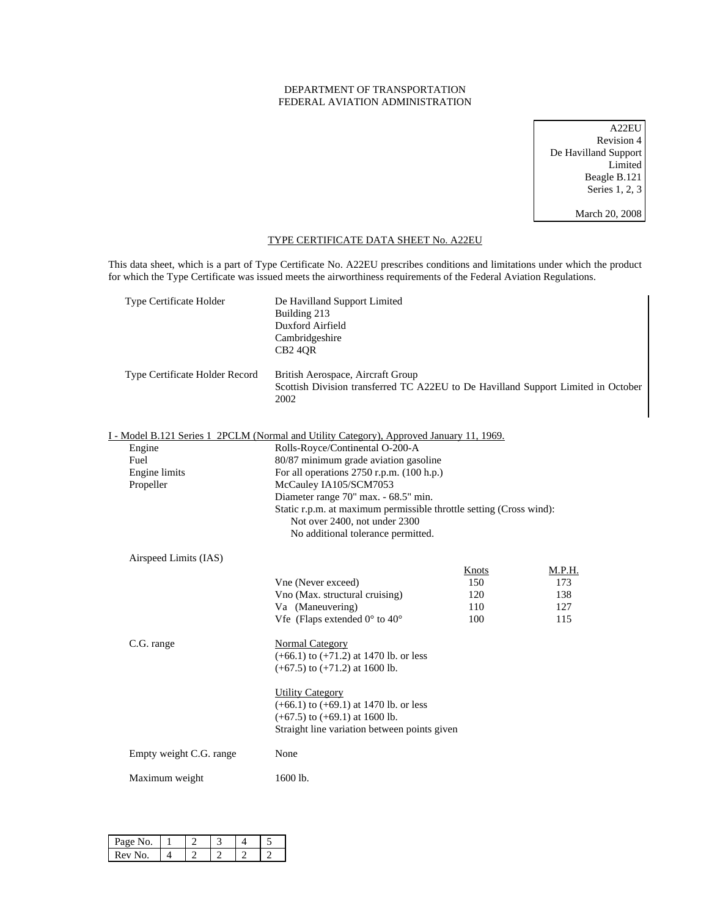DEPARTMENT OF TRANSPORTATION
FEDERAL AVIATION ADMINISTRATION

A22EU
Revision 4
De Havilland Support Limited
Beagle B.121
Series 1, 2, 3

March 20, 2008

# TYPE CERTIFICATE DATA SHEET No. A22EU

This data sheet, which is a part of Type Certificate No. A22EU prescribes conditions and limitations under which the product for which the Type Certificate was issued meets the airworthiness requirements of the Federal Aviation Regulations.

| | |
|---|---|
| Type Certificate Holder | De Havilland Support Limited<br>Building 213<br>Duxford Airfield<br>Cambridgeshire<br>CB2 4QR |
| Type Certificate Holder Record | British Aerospace, Aircraft Group<br>Scottish Division transferred TC A22EU to De Havilland Support Limited in October 2002 |

## I - Model B.121 Series 1 2PCLM (Normal and Utility Category), Approved January 11, 1969.

| | |
|---|---|
| Engine | Rolls-Royce/Continental O-200-A |
| Fuel | 80/87 minimum grade aviation gasoline |
| Engine limits | For all operations 2750 r.p.m. (100 h.p.) |
| Propeller | McCauley IA105/SCM7053<br>Diameter range 70" max. - 68.5" min.<br>Static r.p.m. at maximum permissible throttle setting (Cross wind):<br>Not over 2400, not under 2300<br>No additional tolerance permitted. |

Airspeed Limits (IAS)

| | Knots | M.P.H. |
|---|---|---|
| Vne (Never exceed) | 150 | 173 |
| Vno (Max. structural cruising) | 120 | 138 |
| Va (Maneuvering) | 110 | 127 |
| Vfe (Flaps extended 0° to 40° | 100 | 115 |

C.G. range

Normal Category
(+66.1) to (+71.2) at 1470 lb. or less
(+67.5) to (+71.2) at 1600 lb.

Utility Category
(+66.1) to (+69.1) at 1470 lb. or less
(+67.5) to (+69.1) at 1600 lb.
Straight line variation between points given

| | |
|---|---|
| Empty weight C.G. range | None |
| Maximum weight | 1600 lb. |

| Page No. | 1 | 2 | 3 | 4 | 5 |
|---|---|---|---|---|---|
| Rev No. | 4 | 2 | 2 | 2 | 2 |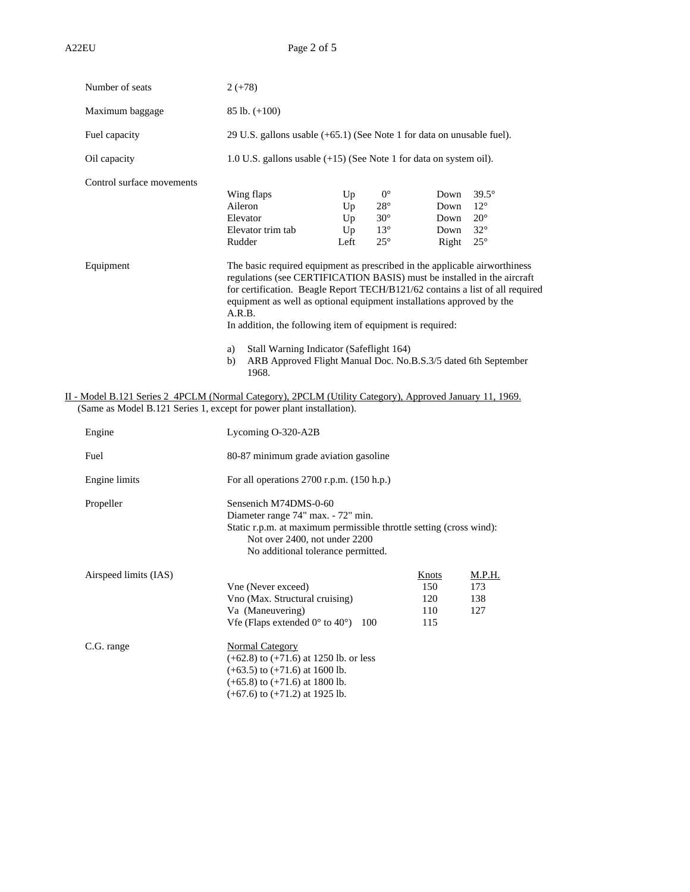| | |
|---|---|
| Number of seats | 2 (+78) |
| Maximum baggage | 85 lb. (+100) |
| Fuel capacity | 29 U.S. gallons usable (+65.1) (See Note 1 for data on unusable fuel). |
| Oil capacity | 1.0 U.S. gallons usable (+15) (See Note 1 for data on system oil). |

Control surface movements

| | | | | |
|---|---|---|---|---|
| Wing flaps | Up | 0° | Down | 39.5° |
| Aileron | Up | 28° | Down | 12° |
| Elevator | Up | 30° | Down | 20° |
| Elevator trim tab | Up | 13° | Down | 32° |
| Rudder | Left | 25° | Right | 25° |

Equipment

The basic required equipment as prescribed in the applicable airworthiness regulations (see CERTIFICATION BASIS) must be installed in the aircraft for certification. Beagle Report TECH/B121/62 contains a list of all required equipment as well as optional equipment installations approved by the A.R.B.
In addition, the following item of equipment is required:

a) Stall Warning Indicator (Safeflight 164)
b) ARB Approved Flight Manual Doc. No.B.S.3/5 dated 6th September 1968.

## II - Model B.121 Series 2 4PCLM (Normal Category), 2PCLM (Utility Category), Approved January 11, 1969.

(Same as Model B.121 Series 1, except for power plant installation).

| | |
|---|---|
| Engine | Lycoming O-320-A2B |
| Fuel | 80-87 minimum grade aviation gasoline |
| Engine limits | For all operations 2700 r.p.m. (150 h.p.) |
| Propeller | Sensenich M74DMS-0-60<br>Diameter range 74" max. - 72" min.<br>Static r.p.m. at maximum permissible throttle setting (cross wind):<br>Not over 2400, not under 2200<br>No additional tolerance permitted. |

Airspeed limits (IAS)

| | Knots | M.P.H. |
|---|---|---|
| Vne (Never exceed) | 150 | 173 |
| Vno (Max. Structural cruising) | 120 | 138 |
| Va (Maneuvering) | 110 | 127 |
| Vfe (Flaps extended 0° to 40°) | 100 | 115 |

C.G. range

Normal Category
(+62.8) to (+71.6) at 1250 lb. or less
(+63.5) to (+71.6) at 1600 lb.
(+65.8) to (+71.6) at 1800 lb.
(+67.6) to (+71.2) at 1925 lb.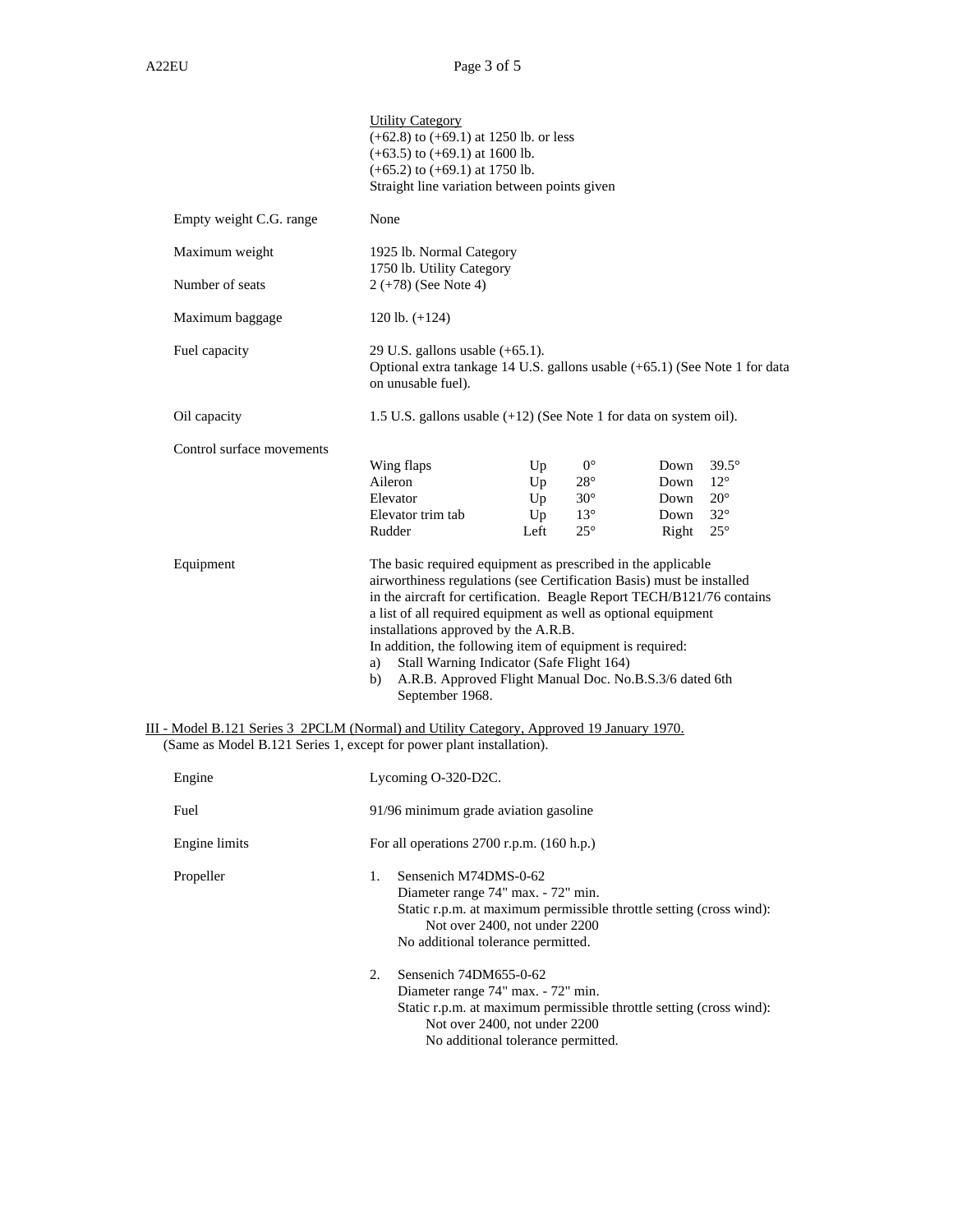Utility Category
(+62.8) to (+69.1) at 1250 lb. or less
(+63.5) to (+69.1) at 1600 lb.
(+65.2) to (+69.1) at 1750 lb.
Straight line variation between points given

Empty weight C.G. range — None

Maximum weight — 1925 lb. Normal Category
1750 lb. Utility Category

Number of seats — 2 (+78) (See Note 4)

Maximum baggage — 120 lb. (+124)

Fuel capacity — 29 U.S. gallons usable (+65.1).
Optional extra tankage 14 U.S. gallons usable (+65.1) (See Note 1 for data on unusable fuel).

Oil capacity — 1.5 U.S. gallons usable (+12) (See Note 1 for data for system oil).

Control surface movements

| | | | | |
|---|---|---|---|---|
| Wing flaps | Up | 0° | Down | 39.5° |
| Aileron | Up | 28° | Down | 12° |
| Elevator | Up | 30° | Down | 20° |
| Elevator trim tab | Up | 13° | Down | 32° |
| Rudder | Left | 25° | Right | 25° |

Equipment — The basic required equipment as prescribed in the applicable airworthiness regulations (see Certification Basis) must be installed in the aircraft for certification. Beagle Report TECH/B121/76 contains a list of all required equipment as well as optional equipment installations approved by the A.R.B.
In addition, the following item of equipment is required:

a) Stall Warning Indicator (Safe Flight 164)
b) A.R.B. Approved Flight Manual Doc. No.B.S.3/6 dated 6th September 1968.

III - Model B.121 Series 3 2PCLM (Normal) and Utility Category, Approved 19 January 1970.
(Same as Model B.121 Series 1, except for power plant installation).

Engine — Lycoming O-320-D2C.

Fuel — 91/96 minimum grade aviation gasoline

Engine limits — For all operations 2700 r.p.m. (160 h.p.)

Propeller

1. Sensenich M74DMS-0-62
   Diameter range 74" max. - 72" min.
   Static r.p.m. at maximum permissible throttle setting (cross wind):
   Not over 2400, not under 2200
   No additional tolerance permitted.

2. Sensenich 74DM655-0-62
   Diameter range 74" max. - 72" min.
   Static r.p.m. at maximum permissible throttle setting (cross wind):
   Not over 2400, not under 2200
   No additional tolerance permitted.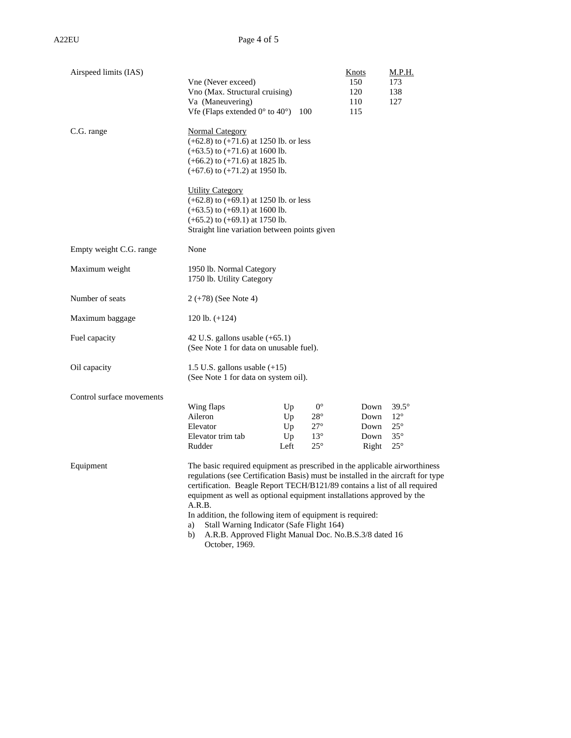| | | Knots | M.P.H. |
|---|---|---|---|
| Airspeed limits (IAS) | Vne (Never exceed) | 150 | 173 |
| | Vno (Max. Structural cruising) | 120 | 138 |
| | Va (Maneuvering) | 110 | 127 |
| | Vfe (Flaps extended 0° to 40°) 100 | 115 | |

**C.G. range**

Normal Category
(+62.8) to (+71.6) at 1250 lb. or less
(+63.5) to (+71.6) at 1600 lb.
(+66.2) to (+71.6) at 1825 lb.
(+67.6) to (+71.2) at 1950 lb.

Utility Category
(+62.8) to (+69.1) at 1250 lb. or less
(+63.5) to (+69.1) at 1600 lb.
(+65.2) to (+69.1) at 1750 lb.
Straight line variation between points given

**Empty weight C.G. range**

None

**Maximum weight**

1950 lb. Normal Category
1750 lb. Utility Category

**Number of seats**

2 (+78) (See Note 4)

**Maximum baggage**

120 lb. (+124)

**Fuel capacity**

42 U.S. gallons usable (+65.1)
(See Note 1 for data on unusable fuel).

**Oil capacity**

1.5 U.S. gallons usable (+15)
(See Note 1 for data on system oil).

**Control surface movements**

| Surface | | | | |
|---|---|---|---|---|
| Wing flaps | Up | 0° | Down | 39.5° |
| Aileron | Up | 28° | Down | 12° |
| Elevator | Up | 27° | Down | 25° |
| Elevator trim tab | Up | 13° | Down | 35° |
| Rudder | Left | 25° | Right | 25° |

**Equipment**

The basic required equipment as prescribed in the applicable airworthiness regulations (see Certification Basis) must be installed in the aircraft for type certification. Beagle Report TECH/B121/89 contains a list of all required equipment as well as optional equipment installations approved by the A.R.B.
In addition, the following item of equipment is required:

a) Stall Warning Indicator (Safe Flight 164)
b) A.R.B. Approved Flight Manual Doc. No.B.S.3/8 dated 16 October, 1969.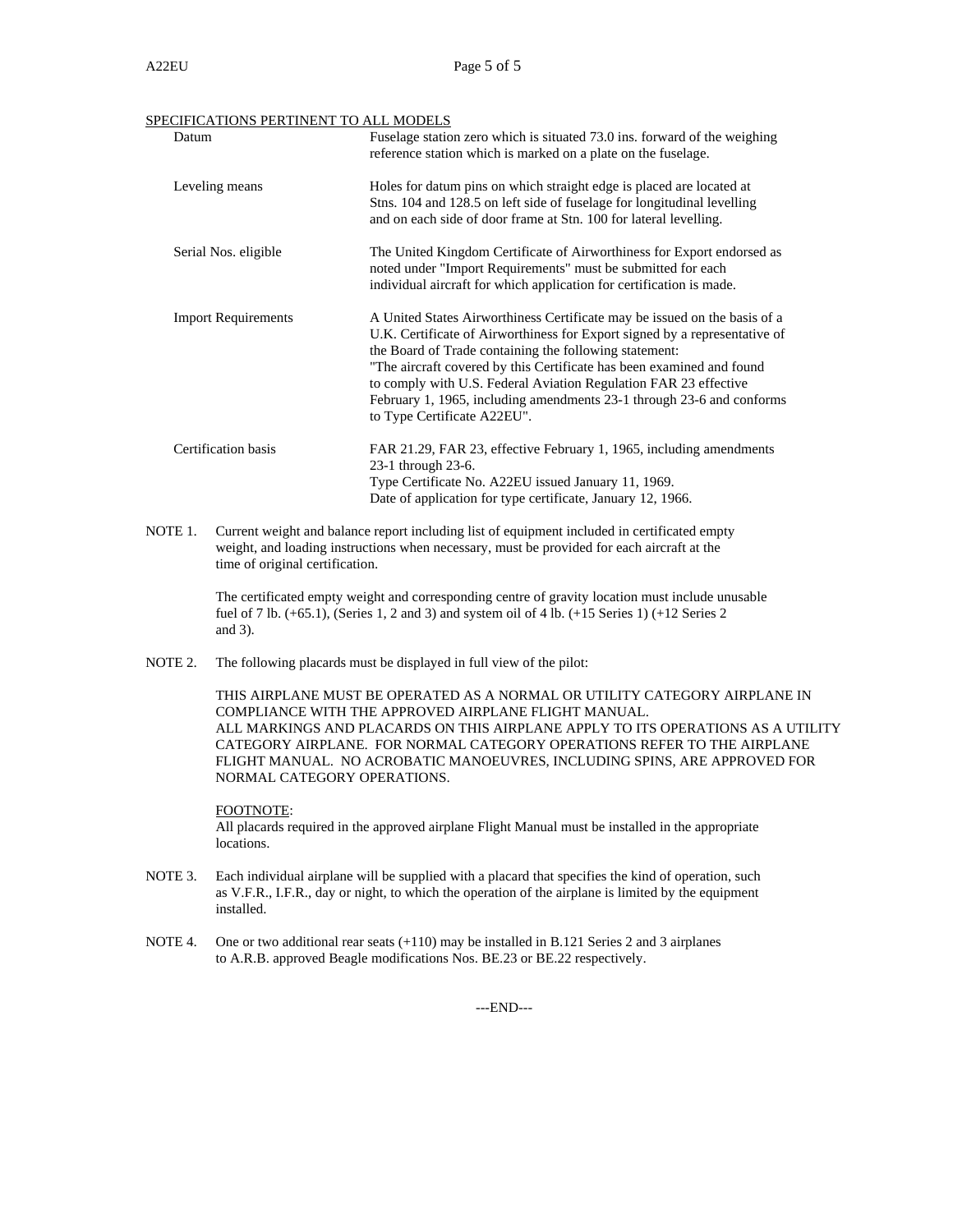SPECIFICATIONS PERTINENT TO ALL MODELS

| | |
|---|---|
| Datum | Fuselage station zero which is situated 73.0 ins. forward of the weighing reference station which is marked on a plate on the fuselage. |
| Leveling means | Holes for datum pins on which straight edge is placed are located at Stns. 104 and 128.5 on left side of fuselage for longitudinal levelling and on each side of door frame at Stn. 100 for lateral levelling. |
| Serial Nos. eligible | The United Kingdom Certificate of Airworthiness for Export endorsed as noted under "Import Requirements" must be submitted for each individual aircraft for which application for certification is made. |
| Import Requirements | A United States Airworthiness Certificate may be issued on the basis of a U.K. Certificate of Airworthiness for Export signed by a representative of the Board of Trade containing the following statement: "The aircraft covered by this Certificate has been examined and found to comply with U.S. Federal Aviation Regulation FAR 23 effective February 1, 1965, including amendments 23-1 through 23-6 and conforms to Type Certificate A22EU". |
| Certification basis | FAR 21.29, FAR 23, effective February 1, 1965, including amendments 23-1 through 23-6.<br>Type Certificate No. A22EU issued January 11, 1969.<br>Date of application for type certificate, January 12, 1966. |

NOTE 1. Current weight and balance report including list of equipment included in certificated empty weight, and loading instructions when necessary, must be provided for each aircraft at the time of original certification.

The certificated empty weight and corresponding centre of gravity location must include unusable fuel of 7 lb. (+65.1), (Series 1, 2 and 3) and system oil of 4 lb. (+15 Series 1) (+12 Series 2 and 3).

NOTE 2. The following placards must be displayed in full view of the pilot:

THIS AIRPLANE MUST BE OPERATED AS A NORMAL OR UTILITY CATEGORY AIRPLANE IN COMPLIANCE WITH THE APPROVED AIRPLANE FLIGHT MANUAL.
ALL MARKINGS AND PLACARDS ON THIS AIRPLANE APPLY TO ITS OPERATIONS AS A UTILITY CATEGORY AIRPLANE. FOR NORMAL CATEGORY OPERATIONS REFER TO THE AIRPLANE FLIGHT MANUAL. NO ACROBATIC MANOEUVRES, INCLUDING SPINS, ARE APPROVED FOR NORMAL CATEGORY OPERATIONS.

FOOTNOTE:
All placards required in the approved airplane Flight Manual must be installed in the appropriate locations.

NOTE 3. Each individual airplane will be supplied with a placard that specifies the kind of operation, such as V.F.R., I.F.R., day or night, to which the operation of the airplane is limited by the equipment installed.

NOTE 4. One or two additional rear seats (+110) may be installed in B.121 Series 2 and 3 airplanes to A.R.B. approved Beagle modifications Nos. BE.23 or BE.22 respectively.

---END---